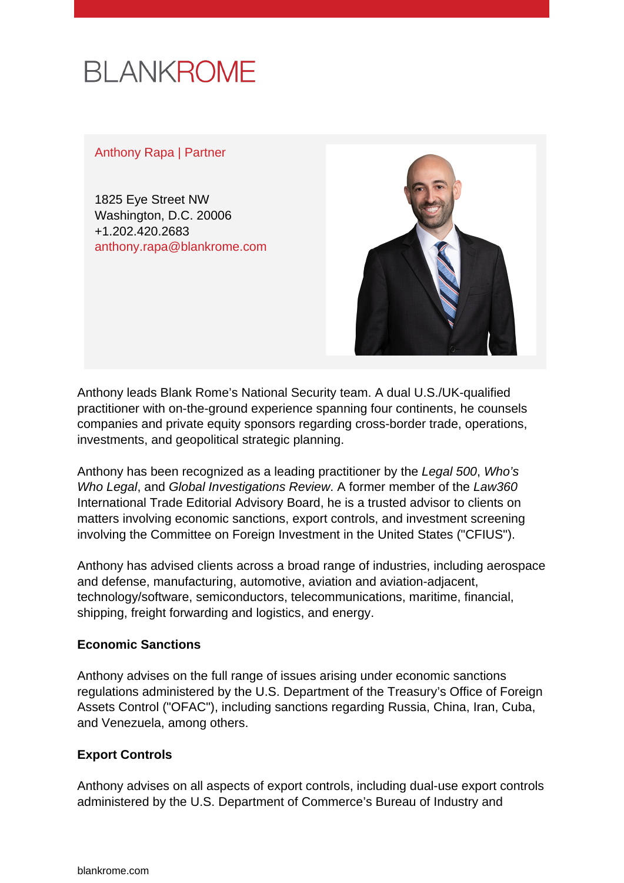BLANKROME

Anthony Rapa | Partner

1825 Eye Street NW
Washington, D.C. 20006
+1.202.420.2683
anthony.rapa@blankrome.com

Anthony leads Blank Rome's National Security team. A dual U.S./UK-qualified practitioner with on-the-ground experience spanning four continents, he counsels companies and private equity sponsors regarding cross-border trade, operations, investments, and geopolitical strategic planning.

Anthony has been recognized as a leading practitioner by the *Legal 500*, *Who's Who Legal*, and *Global Investigations Review*. A former member of the *Law360* International Trade Editorial Advisory Board, he is a trusted advisor to clients on matters involving economic sanctions, export controls, and investment screening involving the Committee on Foreign Investment in the United States ("CFIUS").

Anthony has advised clients across a broad range of industries, including aerospace and defense, manufacturing, automotive, aviation and aviation-adjacent, technology/software, semiconductors, telecommunications, maritime, financial, shipping, freight forwarding and logistics, and energy.

**Economic Sanctions**

Anthony advises on the full range of issues arising under economic sanctions regulations administered by the U.S. Department of the Treasury's Office of Foreign Assets Control ("OFAC"), including sanctions regarding Russia, China, Iran, Cuba, and Venezuela, among others.

**Export Controls**

Anthony advises on all aspects of export controls, including dual-use export controls administered by the U.S. Department of Commerce's Bureau of Industry and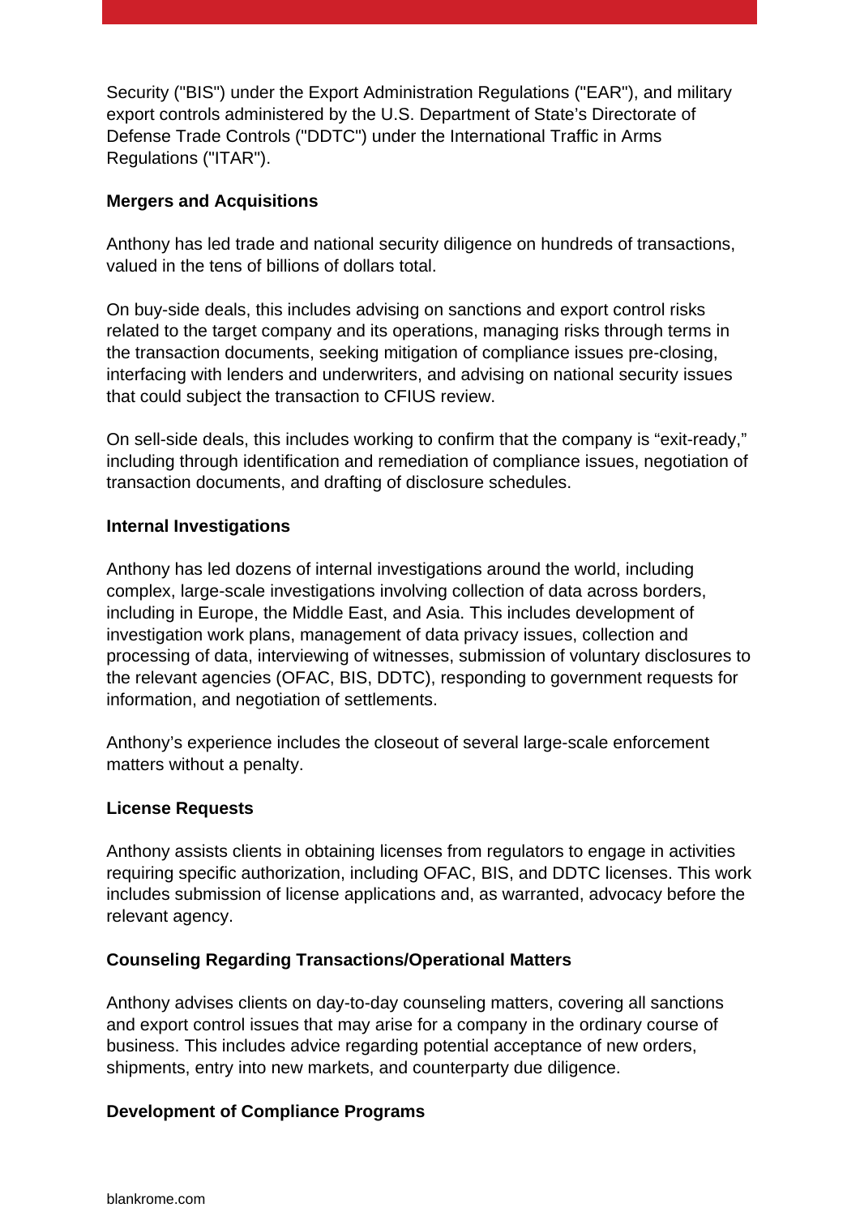Security ("BIS") under the Export Administration Regulations ("EAR"), and military export controls administered by the U.S. Department of State’s Directorate of Defense Trade Controls ("DDTC") under the International Traffic in Arms Regulations ("ITAR").

**Mergers and Acquisitions**

Anthony has led trade and national security diligence on hundreds of transactions, valued in the tens of billions of dollars total.

On buy-side deals, this includes advising on sanctions and export control risks related to the target company and its operations, managing risks through terms in the transaction documents, seeking mitigation of compliance issues pre-closing, interfacing with lenders and underwriters, and advising on national security issues that could subject the transaction to CFIUS review.

On sell-side deals, this includes working to confirm that the company is “exit-ready,” including through identification and remediation of compliance issues, negotiation of transaction documents, and drafting of disclosure schedules.

**Internal Investigations**

Anthony has led dozens of internal investigations around the world, including complex, large-scale investigations involving collection of data across borders, including in Europe, the Middle East, and Asia. This includes development of investigation work plans, management of data privacy issues, collection and processing of data, interviewing of witnesses, submission of voluntary disclosures to the relevant agencies (OFAC, BIS, DDTC), responding to government requests for information, and negotiation of settlements.

Anthony’s experience includes the closeout of several large-scale enforcement matters without a penalty.

**License Requests**

Anthony assists clients in obtaining licenses from regulators to engage in activities requiring specific authorization, including OFAC, BIS, and DDTC licenses. This work includes submission of license applications and, as warranted, advocacy before the relevant agency.

**Counseling Regarding Transactions/Operational Matters**

Anthony advises clients on day-to-day counseling matters, covering all sanctions and export control issues that may arise for a company in the ordinary course of business. This includes advice regarding potential acceptance of new orders, shipments, entry into new markets, and counterparty due diligence.

**Development of Compliance Programs**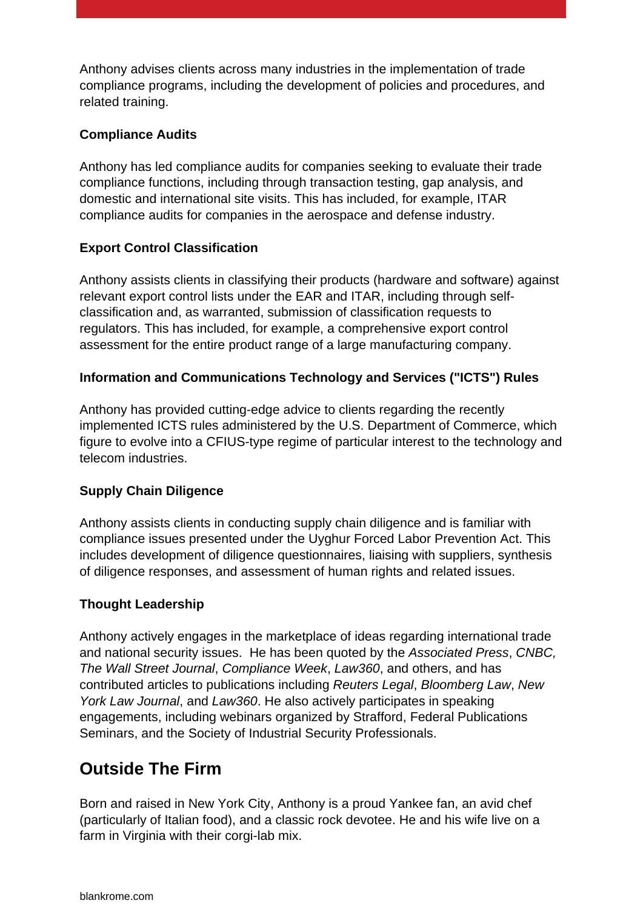Anthony advises clients across many industries in the implementation of trade compliance programs, including the development of policies and procedures, and related training.

**Compliance Audits**

Anthony has led compliance audits for companies seeking to evaluate their trade compliance functions, including through transaction testing, gap analysis, and domestic and international site visits. This has included, for example, ITAR compliance audits for companies in the aerospace and defense industry.

**Export Control Classification**

Anthony assists clients in classifying their products (hardware and software) against relevant export control lists under the EAR and ITAR, including through self-classification and, as warranted, submission of classification requests to regulators. This has included, for example, a comprehensive export control assessment for the entire product range of a large manufacturing company.

**Information and Communications Technology and Services ("ICTS") Rules**

Anthony has provided cutting-edge advice to clients regarding the recently implemented ICTS rules administered by the U.S. Department of Commerce, which figure to evolve into a CFIUS-type regime of particular interest to the technology and telecom industries.

**Supply Chain Diligence**

Anthony assists clients in conducting supply chain diligence and is familiar with compliance issues presented under the Uyghur Forced Labor Prevention Act. This includes development of diligence questionnaires, liaising with suppliers, synthesis of diligence responses, and assessment of human rights and related issues.

**Thought Leadership**

Anthony actively engages in the marketplace of ideas regarding international trade and national security issues. He has been quoted by the *Associated Press*, *CNBC, The Wall Street Journal*, *Compliance Week*, *Law360*, and others, and has contributed articles to publications including *Reuters Legal*, *Bloomberg Law*, *New York Law Journal*, and *Law360*. He also actively participates in speaking engagements, including webinars organized by Strafford, Federal Publications Seminars, and the Society of Industrial Security Professionals.

## Outside The Firm

Born and raised in New York City, Anthony is a proud Yankee fan, an avid chef (particularly of Italian food), and a classic rock devotee. He and his wife live on a farm in Virginia with their corgi-lab mix.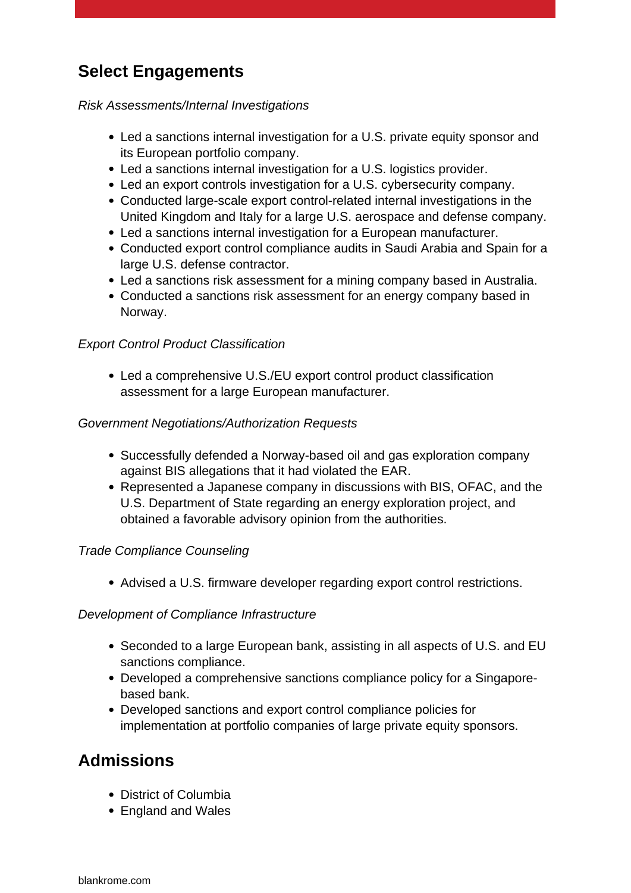## Select Engagements

*Risk Assessments/Internal Investigations*

- Led a sanctions internal investigation for a U.S. private equity sponsor and its European portfolio company.
- Led a sanctions internal investigation for a U.S. logistics provider.
- Led an export controls investigation for a U.S. cybersecurity company.
- Conducted large-scale export control-related internal investigations in the United Kingdom and Italy for a large U.S. aerospace and defense company.
- Led a sanctions internal investigation for a European manufacturer.
- Conducted export control compliance audits in Saudi Arabia and Spain for a large U.S. defense contractor.
- Led a sanctions risk assessment for a mining company based in Australia.
- Conducted a sanctions risk assessment for an energy company based in Norway.

*Export Control Product Classification*

- Led a comprehensive U.S./EU export control product classification assessment for a large European manufacturer.

*Government Negotiations/Authorization Requests*

- Successfully defended a Norway-based oil and gas exploration company against BIS allegations that it had violated the EAR.
- Represented a Japanese company in discussions with BIS, OFAC, and the U.S. Department of State regarding an energy exploration project, and obtained a favorable advisory opinion from the authorities.

*Trade Compliance Counseling*

- Advised a U.S. firmware developer regarding export control restrictions.

*Development of Compliance Infrastructure*

- Seconded to a large European bank, assisting in all aspects of U.S. and EU sanctions compliance.
- Developed a comprehensive sanctions compliance policy for a Singapore-based bank.
- Developed sanctions and export control compliance policies for implementation at portfolio companies of large private equity sponsors.

## Admissions

- District of Columbia
- England and Wales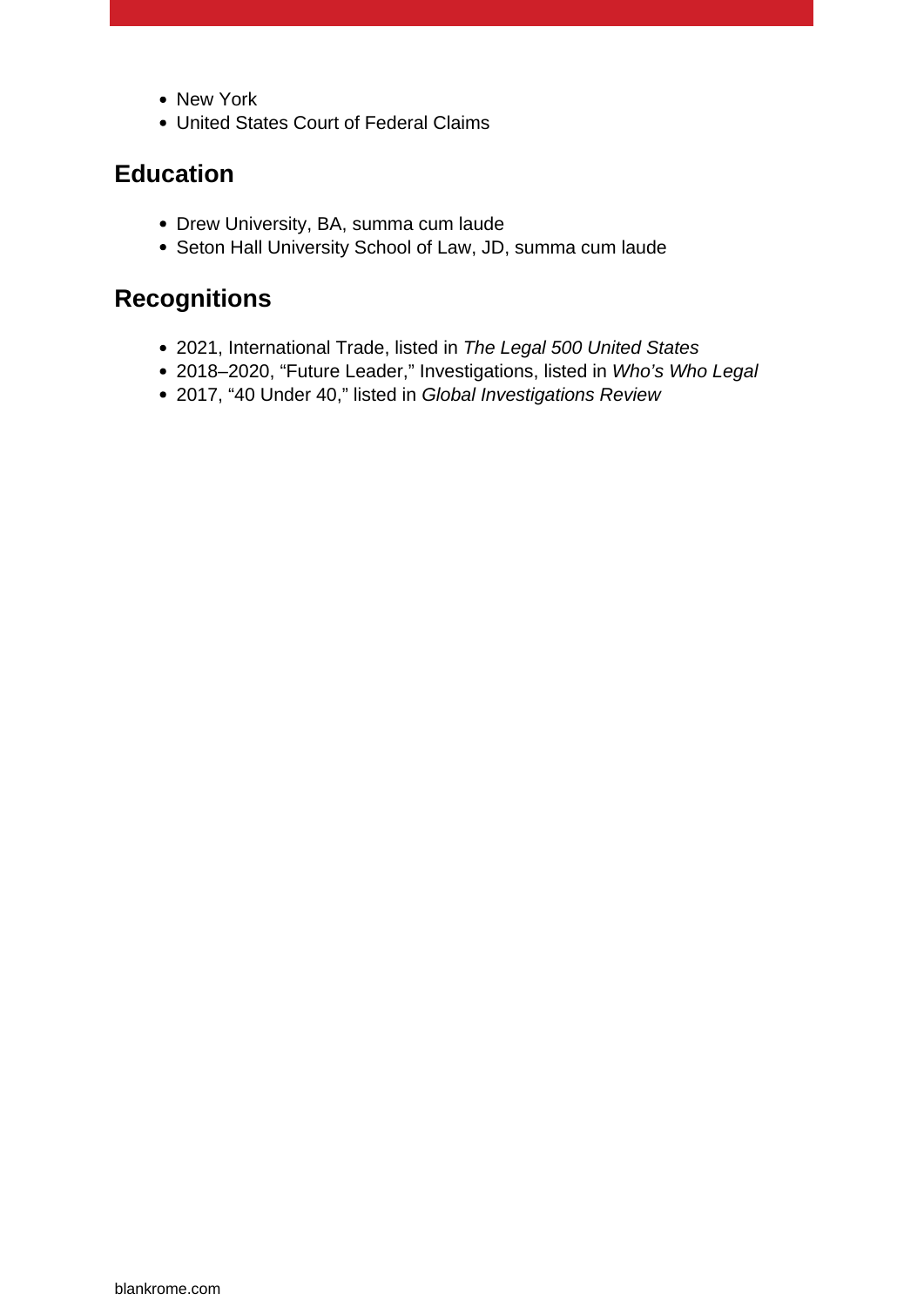- New York
- United States Court of Federal Claims

## Education

- Drew University, BA, summa cum laude
- Seton Hall University School of Law, JD, summa cum laude

## Recognitions

- 2021, International Trade, listed in *The Legal 500 United States*
- 2018–2020, "Future Leader," Investigations, listed in *Who's Who Legal*
- 2017, "40 Under 40," listed in *Global Investigations Review*